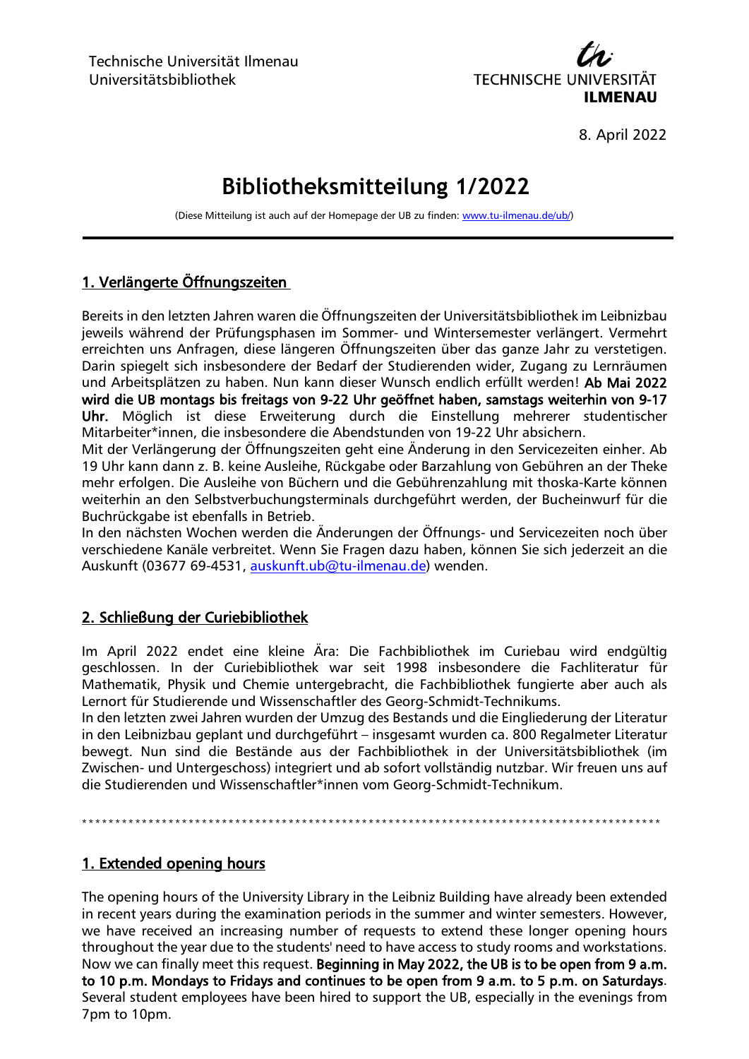Technische Universität Ilmenau
Universitätsbibliothek

TECHNISCHE UNIVERSITÄT
**ILMENAU**

8. April 2022

# Bibliotheksmitteilung 1/2022

(Diese Mitteilung ist auch auf der Homepage der UB zu finden: www.tu-ilmenau.de/ub/)

---

## 1. Verlängerte Öffnungszeiten

Bereits in den letzten Jahren waren die Öffnungszeiten der Universitätsbibliothek im Leibnizbau jeweils während der Prüfungsphasen im Sommer- und Wintersemester verlängert. Vermehrt erreichten uns Anfragen, diese längeren Öffnungszeiten über das ganze Jahr zu verstetigen. Darin spiegelt sich insbesondere der Bedarf der Studierenden wider, Zugang zu Lernräumen und Arbeitsplätzen zu haben. Nun kann dieser Wunsch endlich erfüllt werden! **Ab Mai 2022 wird die UB montags bis freitags von 9-22 Uhr geöffnet haben, samstags weiterhin von 9-17 Uhr.** Möglich ist diese Erweiterung durch die Einstellung mehrerer studentischer Mitarbeiter*innen, die insbesondere die Abendstunden von 19-22 Uhr absichern.
Mit der Verlängerung der Öffnungszeiten geht eine Änderung in den Servicezeiten einher. Ab 19 Uhr kann dann z. B. keine Ausleihe, Rückgabe oder Barzahlung von Gebühren an der Theke mehr erfolgen. Die Ausleihe von Büchern und die Gebührenzahlung mit thoska-Karte können weiterhin an den Selbstverbuchungsterminals durchgeführt werden, der Bucheinwurf für die Buchrückgabe ist ebenfalls in Betrieb.
In den nächsten Wochen werden die Änderungen der Öffnungs- und Servicezeiten noch über verschiedene Kanäle verbreitet. Wenn Sie Fragen dazu haben, können Sie sich jederzeit an die Auskunft (03677 69-4531, auskunft.ub@tu-ilmenau.de) wenden.

## 2. Schließung der Curiebibliothek

Im April 2022 endet eine kleine Ära: Die Fachbibliothek im Curiebau wird endgültig geschlossen. In der Curiebibliothek war seit 1998 insbesondere die Fachliteratur für Mathematik, Physik und Chemie untergebracht, die Fachbibliothek fungierte aber auch als Lernort für Studierende und Wissenschaftler des Georg-Schmidt-Technikums.
In den letzten zwei Jahren wurden der Umzug des Bestands und die Eingliederung der Literatur in den Leibnizbau geplant und durchgeführt – insgesamt wurden ca. 800 Regalmeter Literatur bewegt. Nun sind die Bestände aus der Fachbibliothek in der Universitätsbibliothek (im Zwischen- und Untergeschoss) integriert und ab sofort vollständig nutzbar. Wir freuen uns auf die Studierenden und Wissenschaftler*innen vom Georg-Schmidt-Technikum.

*******************************************************************************************

## 1. Extended opening hours

The opening hours of the University Library in the Leibniz Building have already been extended in recent years during the examination periods in the summer and winter semesters. However, we have received an increasing number of requests to extend these longer opening hours throughout the year due to the students' need to have access to study rooms and workstations. Now we can finally meet this request. **Beginning in May 2022, the UB is to be open from 9 a.m. to 10 p.m. Mondays to Fridays and continues to be open from 9 a.m. to 5 p.m. on Saturdays**. Several student employees have been hired to support the UB, especially in the evenings from 7pm to 10pm.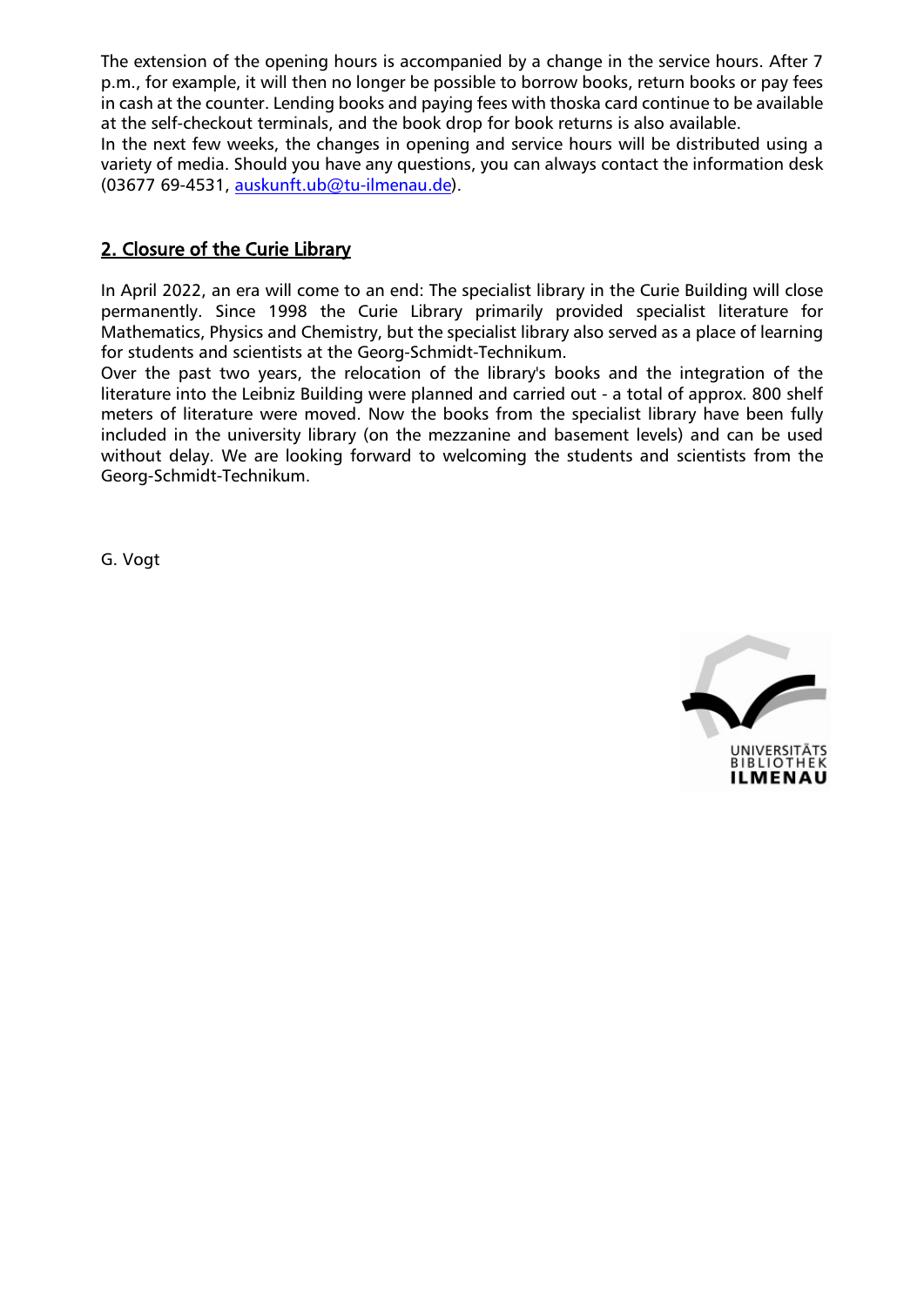The extension of the opening hours is accompanied by a change in the service hours. After 7 p.m., for example, it will then no longer be possible to borrow books, return books or pay fees in cash at the counter. Lending books and paying fees with thoska card continue to be available at the self-checkout terminals, and the book drop for book returns is also available.
In the next few weeks, the changes in opening and service hours will be distributed using a variety of media. Should you have any questions, you can always contact the information desk (03677 69-4531, auskunft.ub@tu-ilmenau.de).

## 2. Closure of the Curie Library

In April 2022, an era will come to an end: The specialist library in the Curie Building will close permanently. Since 1998 the Curie Library primarily provided specialist literature for Mathematics, Physics and Chemistry, but the specialist library also served as a place of learning for students and scientists at the Georg-Schmidt-Technikum.
Over the past two years, the relocation of the library's books and the integration of the literature into the Leibniz Building were planned and carried out - a total of approx. 800 shelf meters of literature were moved. Now the books from the specialist library have been fully included in the university library (on the mezzanine and basement levels) and can be used without delay. We are looking forward to welcoming the students and scientists from the Georg-Schmidt-Technikum.

G. Vogt

UNIVERSITÄTS
BIBLIOTHEK
ILMENAU